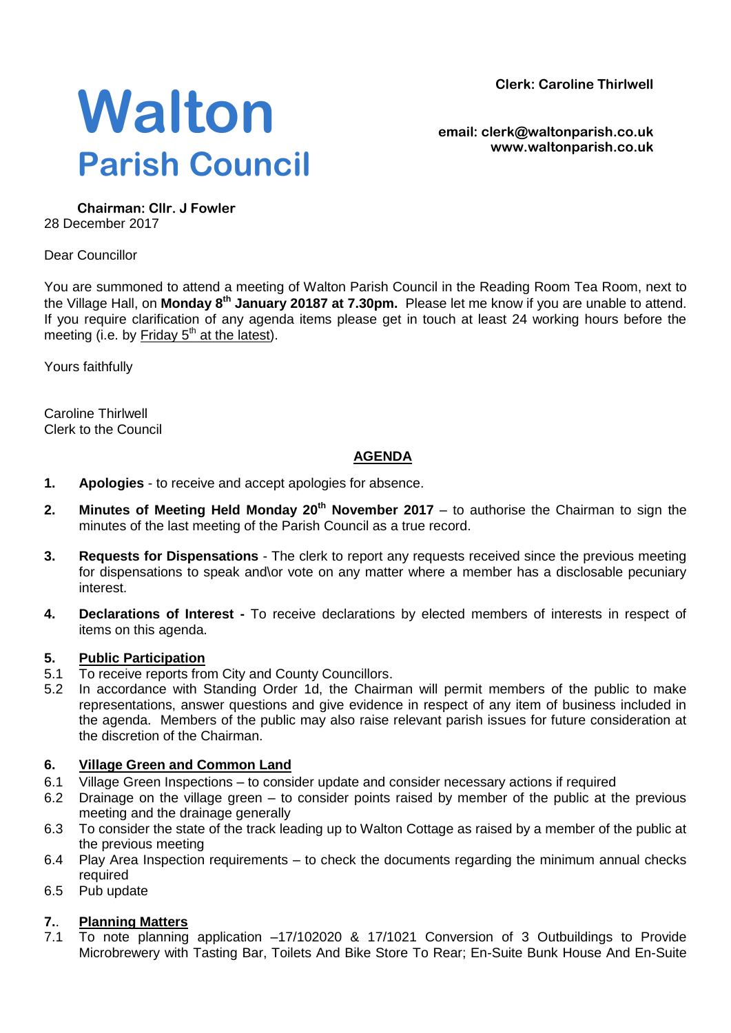Clerk: Caroline Thirlwell

# Walton
## Parish Council

email: clerk@waltonparish.co.uk
www.waltonparish.co.uk

**Chairman: Cllr. J Fowler**

28 December 2017

Dear Councillor

You are summoned to attend a meeting of Walton Parish Council in the Reading Room Tea Room, next to the Village Hall, on **Monday 8th January 20187 at 7.30pm.** Please let me know if you are unable to attend. If you require clarification of any agenda items please get in touch at least 24 working hours before the meeting (i.e. by Friday 5th at the latest).

Yours faithfully

Caroline Thirlwell
Clerk to the Council

## AGENDA

**1. Apologies** - to receive and accept apologies for absence.

**2. Minutes of Meeting Held Monday 20th November 2017** – to authorise the Chairman to sign the minutes of the last meeting of the Parish Council as a true record.

**3. Requests for Dispensations** - The clerk to report any requests received since the previous meeting for dispensations to speak and\or vote on any matter where a member has a disclosable pecuniary interest.

**4. Declarations of Interest -** To receive declarations by elected members of interests in respect of items on this agenda.

**5. Public Participation**

5.1 To receive reports from City and County Councillors.

5.2 In accordance with Standing Order 1d, the Chairman will permit members of the public to make representations, answer questions and give evidence in respect of any item of business included in the agenda. Members of the public may also raise relevant parish issues for future consideration at the discretion of the Chairman.

**6. Village Green and Common Land**

6.1 Village Green Inspections – to consider update and consider necessary actions if required

6.2 Drainage on the village green – to consider points raised by member of the public at the previous meeting and the drainage generally

6.3 To consider the state of the track leading up to Walton Cottage as raised by a member of the public at the previous meeting

6.4 Play Area Inspection requirements – to check the documents regarding the minimum annual checks required

6.5 Pub update

**7.. Planning Matters**

7.1 To note planning application –17/102020 & 17/1021 Conversion of 3 Outbuildings to Provide Microbrewery with Tasting Bar, Toilets And Bike Store To Rear; En-Suite Bunk House And En-Suite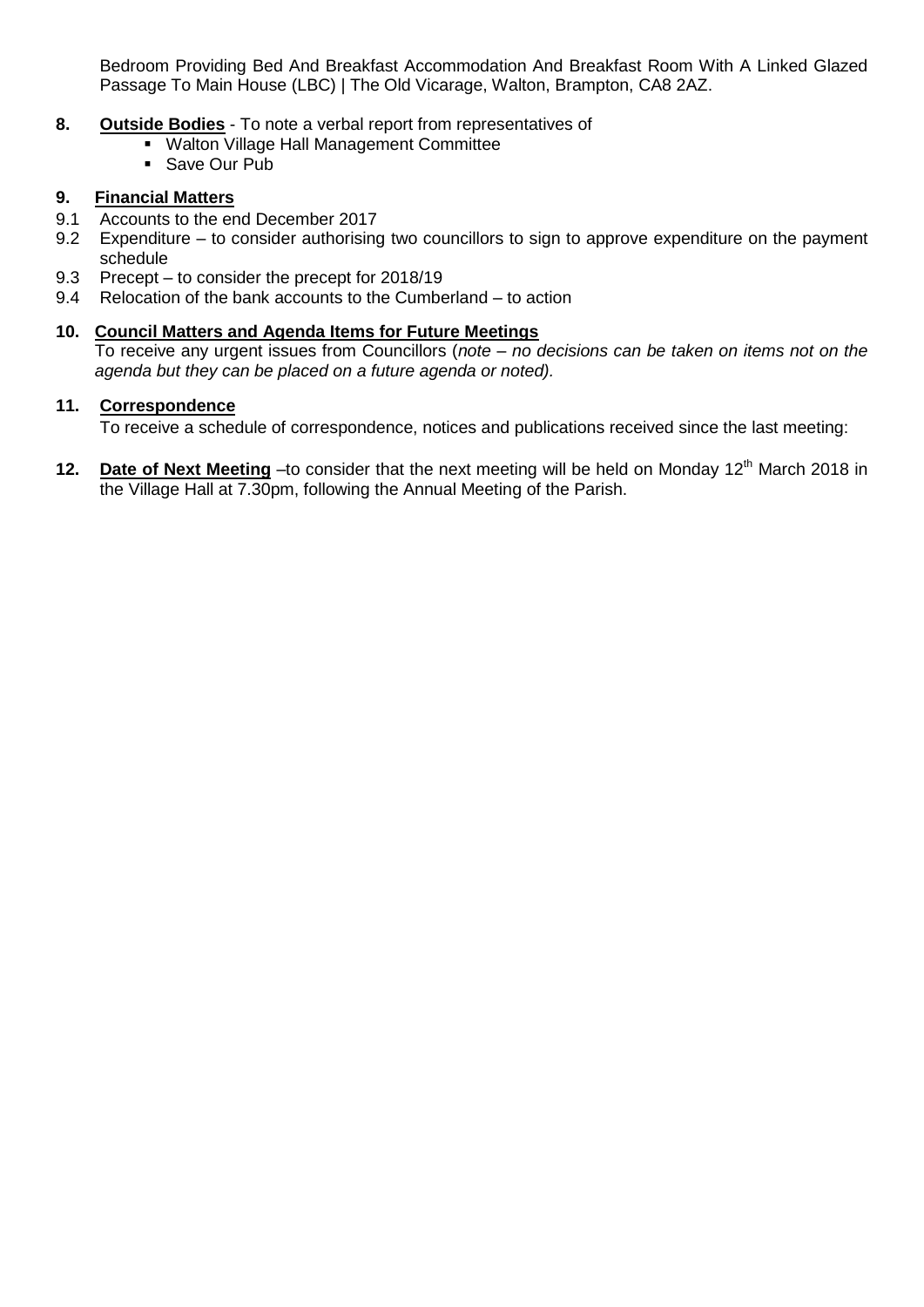Bedroom Providing Bed And Breakfast Accommodation And Breakfast Room With A Linked Glazed Passage To Main House (LBC) | The Old Vicarage, Walton, Brampton, CA8 2AZ.

**8. Outside Bodies** - To note a verbal report from representatives of

- Walton Village Hall Management Committee
- Save Our Pub

**9. Financial Matters**

9.1 Accounts to the end December 2017

9.2 Expenditure – to consider authorising two councillors to sign to approve expenditure on the payment schedule

9.3 Precept – to consider the precept for 2018/19

9.4 Relocation of the bank accounts to the Cumberland – to action

**10. Council Matters and Agenda Items for Future Meetings**

To receive any urgent issues from Councillors (*note – no decisions can be taken on items not on the agenda but they can be placed on a future agenda or noted).*

**11. Correspondence**

To receive a schedule of correspondence, notices and publications received since the last meeting:

**12. Date of Next Meeting** –to consider that the next meeting will be held on Monday 12th March 2018 in the Village Hall at 7.30pm, following the Annual Meeting of the Parish.